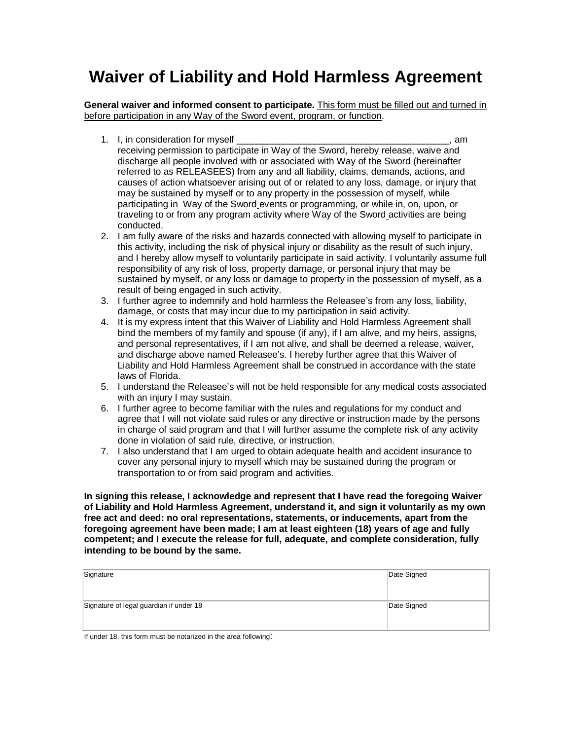# Waiver of Liability and Hold Harmless Agreement

**General waiver and informed consent to participate.** <u>This form must be filled out and turned in before participation in any Way of the Sword event, program, or function</u>.

1. I, in consideration for myself ________________________________________, am receiving permission to participate in Way of the Sword, hereby release, waive and discharge all people involved with or associated with Way of the Sword (hereinafter referred to as RELEASEES) from any and all liability, claims, demands, actions, and causes of action whatsoever arising out of or related to any loss, damage, or injury that may be sustained by myself or to any property in the possession of myself, while participating in Way of the Sword events or programming, or while in, on, upon, or traveling to or from any program activity where Way of the Sword activities are being conducted.
2. I am fully aware of the risks and hazards connected with allowing myself to participate in this activity, including the risk of physical injury or disability as the result of such injury, and I hereby allow myself to voluntarily participate in said activity. I voluntarily assume full responsibility of any risk of loss, property damage, or personal injury that may be sustained by myself, or any loss or damage to property in the possession of myself, as a result of being engaged in such activity.
3. I further agree to indemnify and hold harmless the Releasee's from any loss, liability, damage, or costs that may incur due to my participation in said activity.
4. It is my express intent that this Waiver of Liability and Hold Harmless Agreement shall bind the members of my family and spouse (if any), if I am alive, and my heirs, assigns, and personal representatives, if I am not alive, and shall be deemed a release, waiver, and discharge above named Releasee's. I hereby further agree that this Waiver of Liability and Hold Harmless Agreement shall be construed in accordance with the state laws of Florida.
5. I understand the Releasee's will not be held responsible for any medical costs associated with an injury I may sustain.
6. I further agree to become familiar with the rules and regulations for my conduct and agree that I will not violate said rules or any directive or instruction made by the persons in charge of said program and that I will further assume the complete risk of any activity done in violation of said rule, directive, or instruction.
7. I also understand that I am urged to obtain adequate health and accident insurance to cover any personal injury to myself which may be sustained during the program or transportation to or from said program and activities.

**In signing this release, I acknowledge and represent that I have read the foregoing Waiver of Liability and Hold Harmless Agreement, understand it, and sign it voluntarily as my own free act and deed: no oral representations, statements, or inducements, apart from the foregoing agreement have been made; I am at least eighteen (18) years of age and fully competent; and I execute the release for full, adequate, and complete consideration, fully intending to be bound by the same.**

| Signature | Date Signed |
|---|---|
| Signature of legal guardian if under 18 | Date Signed |

If under 18, this form must be notarized in the area following: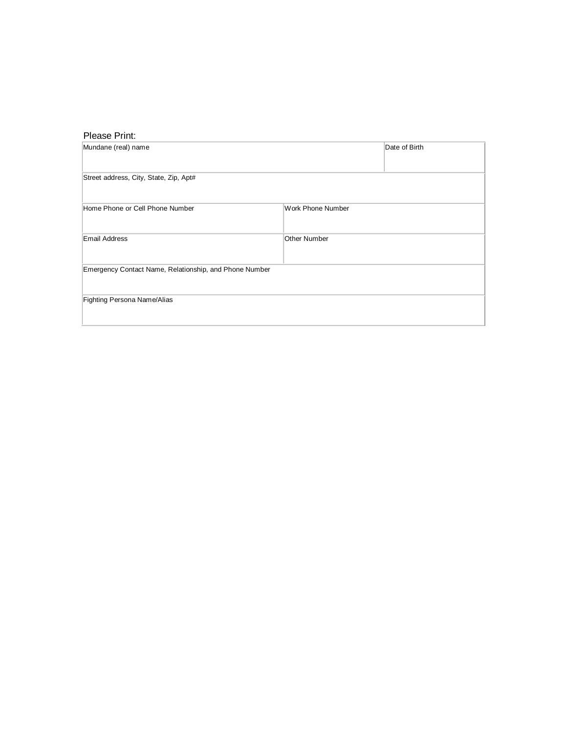Please Print:

| | |
|---|---|
| Mundane (real) name | Date of Birth |
| Street address, City, State, Zip, Apt# | |
| Home Phone or Cell Phone Number | Work Phone Number |
| Email Address | Other Number |
| Emergency Contact Name, Relationship, and Phone Number | |
| Fighting Persona Name/Alias | |